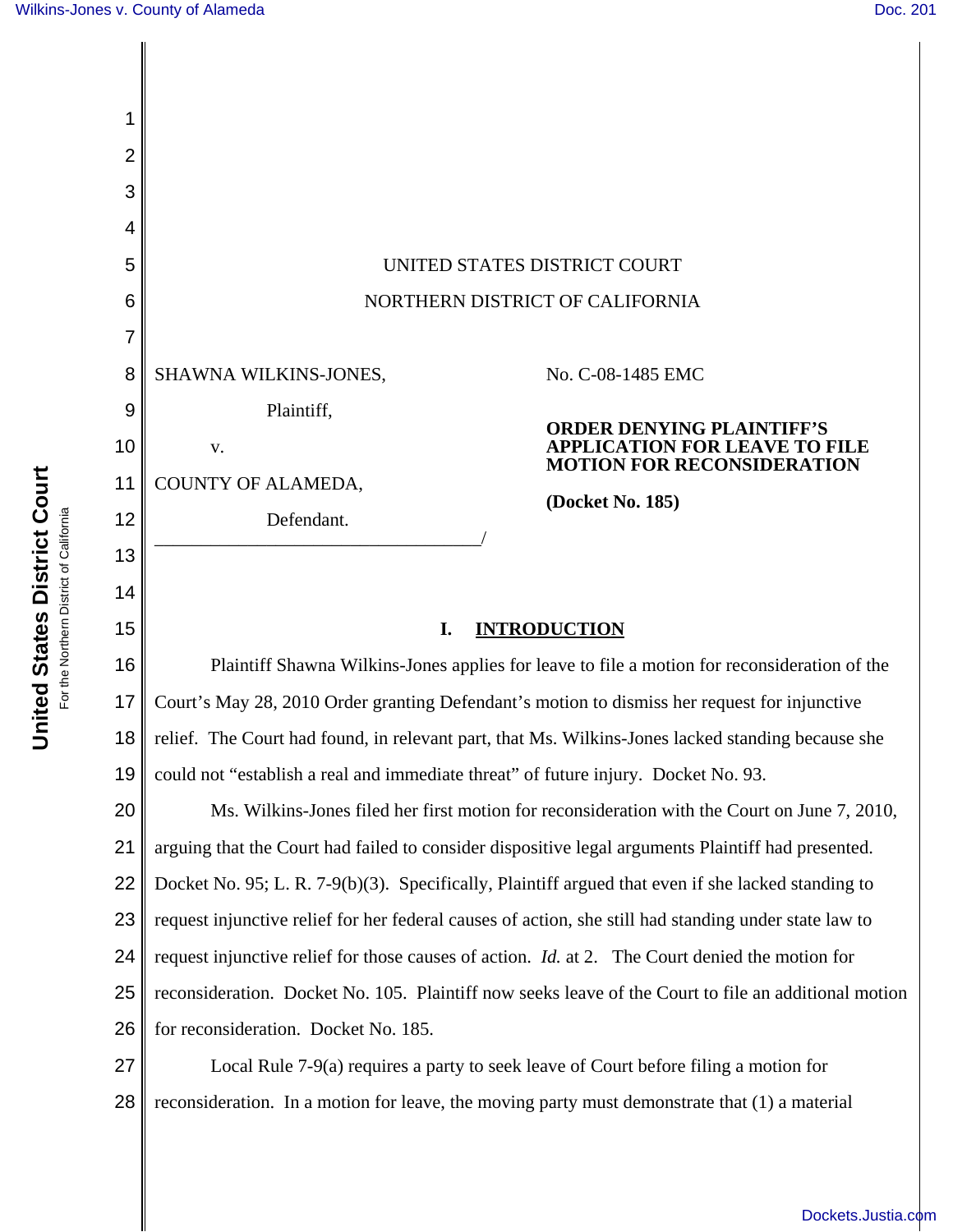UNITED STATES DISTRICT COURT

NORTHERN DISTRICT OF CALIFORNIA

SHAWNA WILKINS-JONES,

Plaintiff,

v.

COUNTY OF ALAMEDA,

Defendant.

No. C-08-1485 EMC

**ORDER DENYING PLAINTIFF'S APPLICATION FOR LEAVE TO FILE MOTION FOR RECONSIDERATION**

**(Docket No. 185)**

## I. INTRODUCTION

Plaintiff Shawna Wilkins-Jones applies for leave to file a motion for reconsideration of the Court's May 28, 2010 Order granting Defendant's motion to dismiss her request for injunctive relief. The Court had found, in relevant part, that Ms. Wilkins-Jones lacked standing because she could not "establish a real and immediate threat" of future injury. Docket No. 93.

Ms. Wilkins-Jones filed her first motion for reconsideration with the Court on June 7, 2010, arguing that the Court had failed to consider dispositive legal arguments Plaintiff had presented. Docket No. 95; L. R. 7-9(b)(3). Specifically, Plaintiff argued that even if she lacked standing to request injunctive relief for her federal causes of action, she still had standing under state law to request injunctive relief for those causes of action. *Id.* at 2. The Court denied the motion for reconsideration. Docket No. 105. Plaintiff now seeks leave of the Court to file an additional motion for reconsideration. Docket No. 185.

Local Rule 7-9(a) requires a party to seek leave of Court before filing a motion for reconsideration. In a motion for leave, the moving party must demonstrate that (1) a material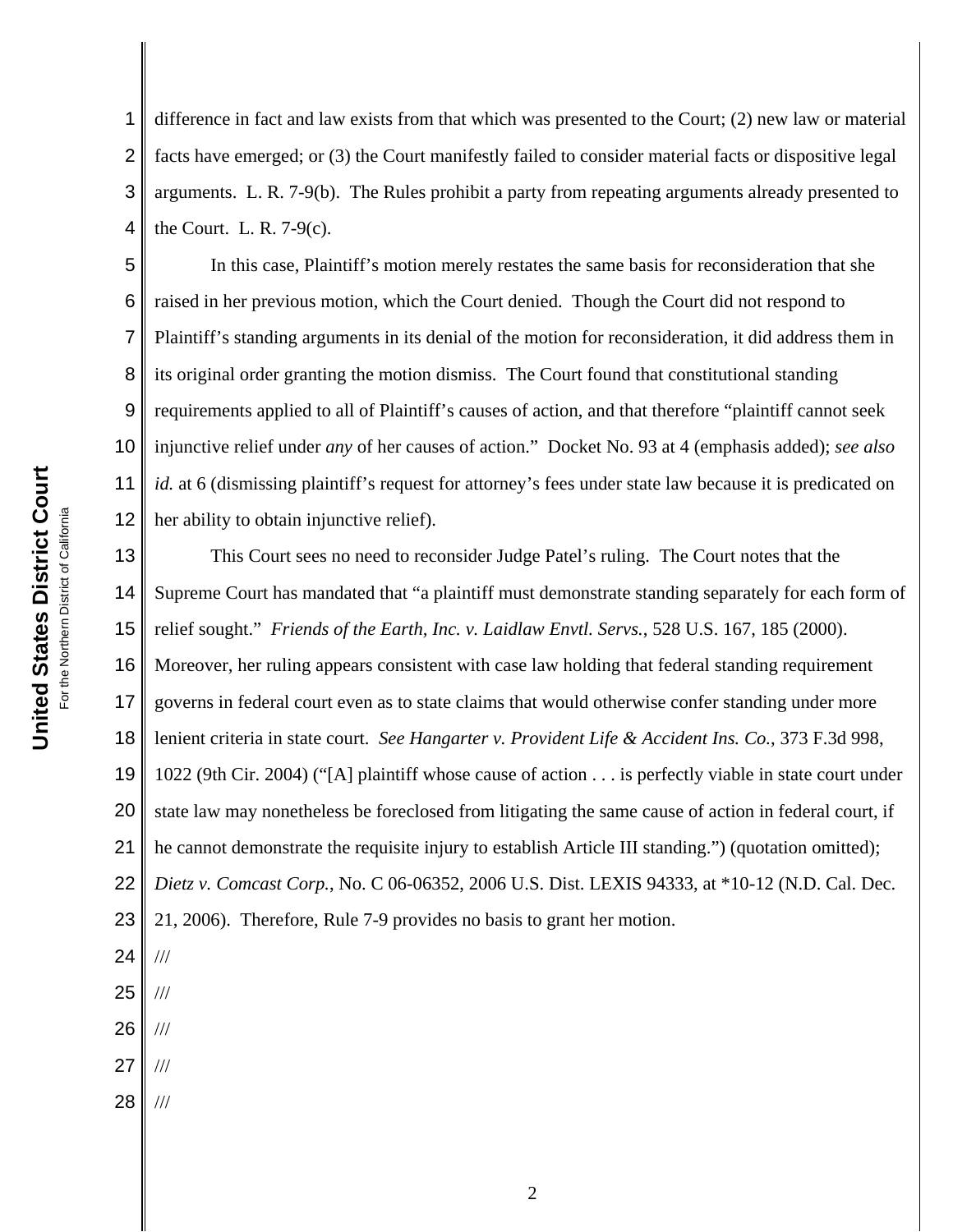difference in fact and law exists from that which was presented to the Court; (2) new law or material facts have emerged; or (3) the Court manifestly failed to consider material facts or dispositive legal arguments. L. R. 7-9(b). The Rules prohibit a party from repeating arguments already presented to the Court. L. R. 7-9(c).

In this case, Plaintiff's motion merely restates the same basis for reconsideration that she raised in her previous motion, which the Court denied. Though the Court did not respond to Plaintiff's standing arguments in its denial of the motion for reconsideration, it did address them in its original order granting the motion dismiss. The Court found that constitutional standing requirements applied to all of Plaintiff's causes of action, and that therefore "plaintiff cannot seek injunctive relief under *any* of her causes of action." Docket No. 93 at 4 (emphasis added); *see also id.* at 6 (dismissing plaintiff's request for attorney's fees under state law because it is predicated on her ability to obtain injunctive relief).

This Court sees no need to reconsider Judge Patel's ruling. The Court notes that the Supreme Court has mandated that "a plaintiff must demonstrate standing separately for each form of relief sought." *Friends of the Earth, Inc. v. Laidlaw Envtl. Servs.*, 528 U.S. 167, 185 (2000). Moreover, her ruling appears consistent with case law holding that federal standing requirement governs in federal court even as to state claims that would otherwise confer standing under more lenient criteria in state court. *See Hangarter v. Provident Life & Accident Ins. Co.*, 373 F.3d 998, 1022 (9th Cir. 2004) ("[A] plaintiff whose cause of action . . . is perfectly viable in state court under state law may nonetheless be foreclosed from litigating the same cause of action in federal court, if he cannot demonstrate the requisite injury to establish Article III standing.") (quotation omitted); *Dietz v. Comcast Corp.*, No. C 06-06352, 2006 U.S. Dist. LEXIS 94333, at *10-12 (N.D. Cal. Dec. 21, 2006). Therefore, Rule 7-9 provides no basis to grant her motion.

///

///

///

///

///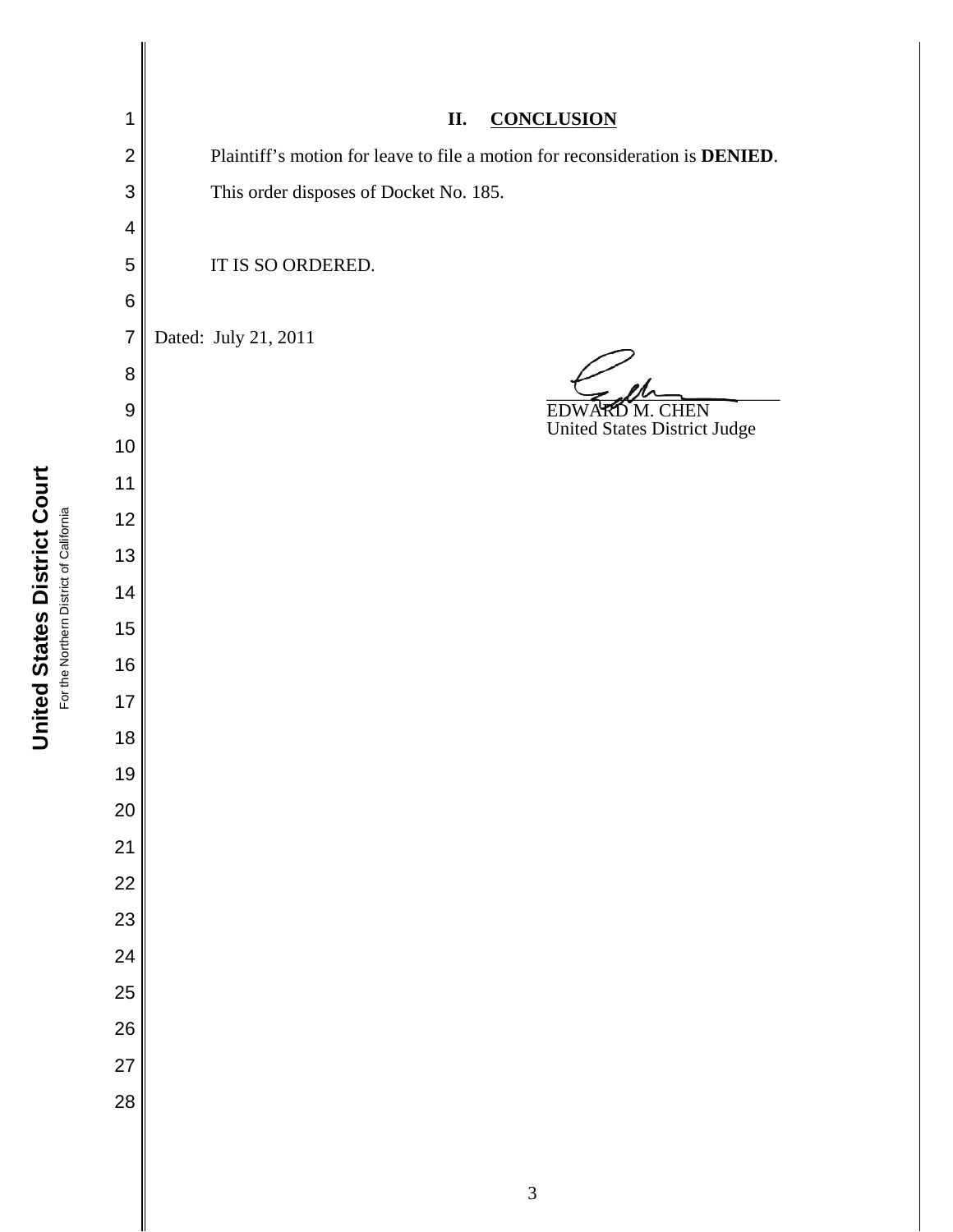## II. CONCLUSION

Plaintiff's motion for leave to file a motion for reconsideration is **DENIED**.

This order disposes of Docket No. 185.

IT IS SO ORDERED.

Dated: July 21, 2011

EDWARD M. CHEN
United States District Judge